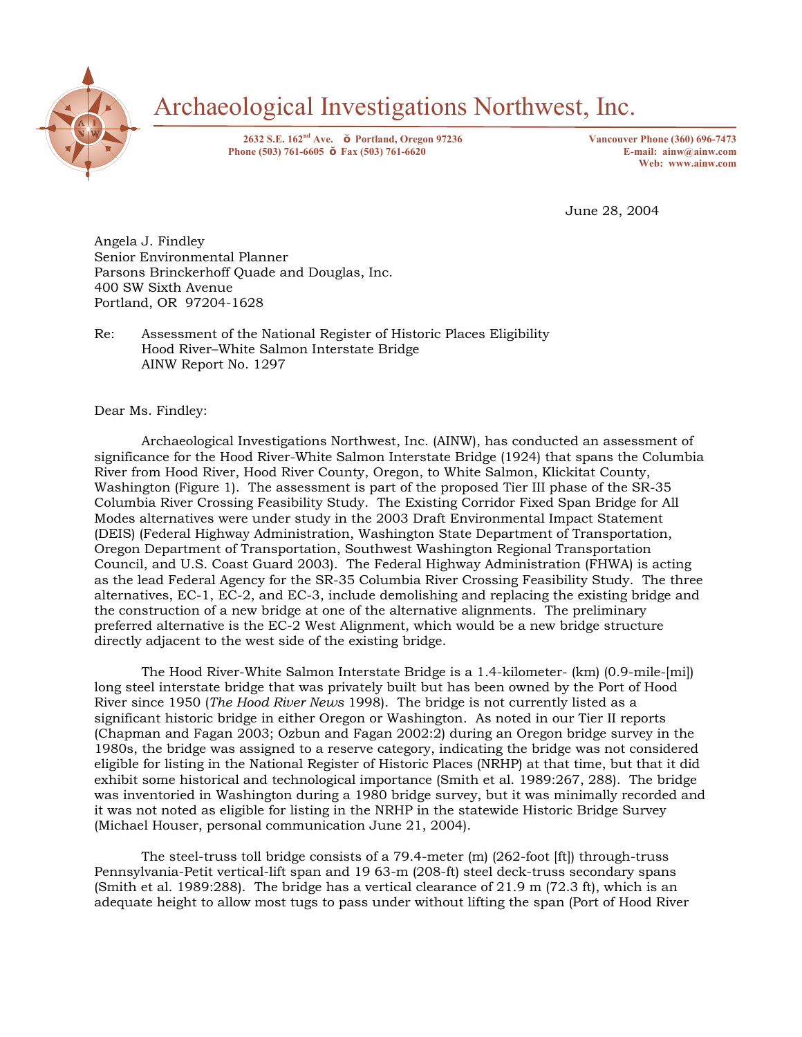# Archaeological Investigations Northwest, Inc.

2632 S.E. 162nd Ave. ǒ Portland, Oregon 97236
Phone (503) 761-6605 ǒ Fax (503) 761-6620

Vancouver Phone (360) 696-7473
E-mail: ainw@ainw.com
Web: www.ainw.com

June 28, 2004

Angela J. Findley
Senior Environmental Planner
Parsons Brinckerhoff Quade and Douglas, Inc.
400 SW Sixth Avenue
Portland, OR 97204-1628

Re: Assessment of the National Register of Historic Places Eligibility
Hood River–White Salmon Interstate Bridge
AINW Report No. 1297

Dear Ms. Findley:

Archaeological Investigations Northwest, Inc. (AINW), has conducted an assessment of significance for the Hood River-White Salmon Interstate Bridge (1924) that spans the Columbia River from Hood River, Hood River County, Oregon, to White Salmon, Klickitat County, Washington (Figure 1). The assessment is part of the proposed Tier III phase of the SR-35 Columbia River Crossing Feasibility Study. The Existing Corridor Fixed Span Bridge for All Modes alternatives were under study in the 2003 Draft Environmental Impact Statement (DEIS) (Federal Highway Administration, Washington State Department of Transportation, Oregon Department of Transportation, Southwest Washington Regional Transportation Council, and U.S. Coast Guard 2003). The Federal Highway Administration (FHWA) is acting as the lead Federal Agency for the SR-35 Columbia River Crossing Feasibility Study. The three alternatives, EC-1, EC-2, and EC-3, include demolishing and replacing the existing bridge and the construction of a new bridge at one of the alternative alignments. The preliminary preferred alternative is the EC-2 West Alignment, which would be a new bridge structure directly adjacent to the west side of the existing bridge.

The Hood River-White Salmon Interstate Bridge is a 1.4-kilometer- (km) (0.9-mile-[mi]) long steel interstate bridge that was privately built but has been owned by the Port of Hood River since 1950 (*The Hood River News* 1998). The bridge is not currently listed as a significant historic bridge in either Oregon or Washington. As noted in our Tier II reports (Chapman and Fagan 2003; Ozbun and Fagan 2002:2) during an Oregon bridge survey in the 1980s, the bridge was assigned to a reserve category, indicating the bridge was not considered eligible for listing in the National Register of Historic Places (NRHP) at that time, but that it did exhibit some historical and technological importance (Smith et al. 1989:267, 288). The bridge was inventoried in Washington during a 1980 bridge survey, but it was minimally recorded and it was not noted as eligible for listing in the NRHP in the statewide Historic Bridge Survey (Michael Houser, personal communication June 21, 2004).

The steel-truss toll bridge consists of a 79.4-meter (m) (262-foot [ft]) through-truss Pennsylvania-Petit vertical-lift span and 19 63-m (208-ft) steel deck-truss secondary spans (Smith et al. 1989:288). The bridge has a vertical clearance of 21.9 m (72.3 ft), which is an adequate height to allow most tugs to pass under without lifting the span (Port of Hood River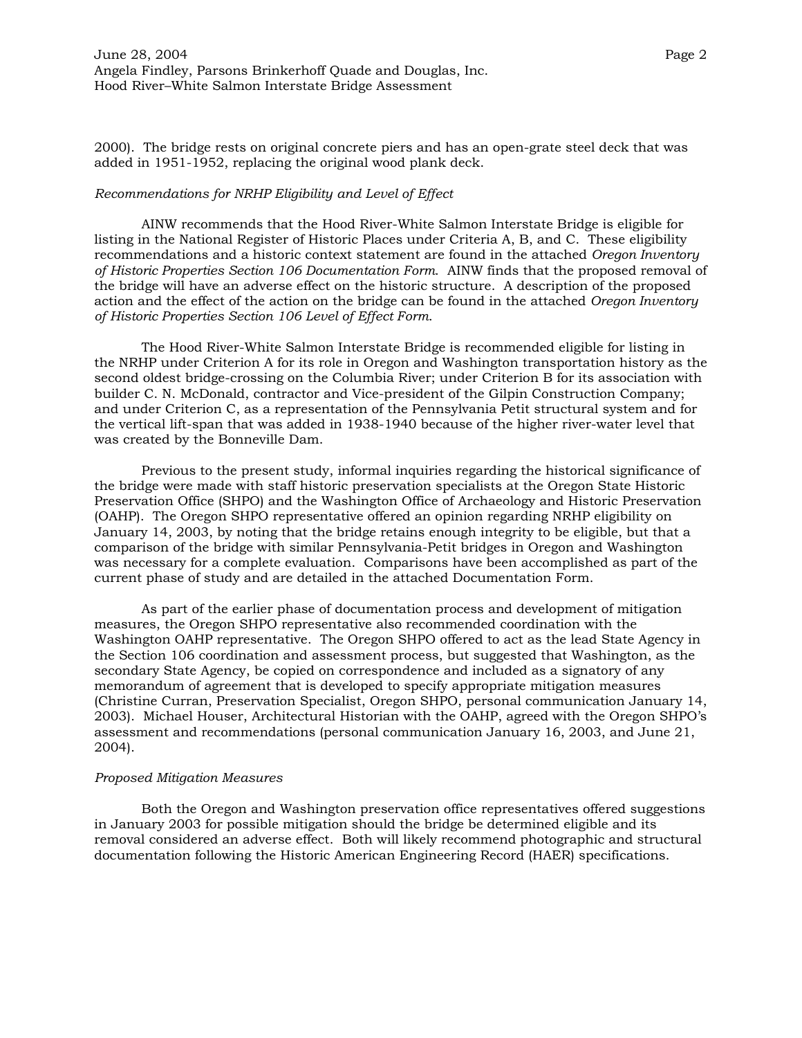2000). The bridge rests on original concrete piers and has an open-grate steel deck that was added in 1951-1952, replacing the original wood plank deck.

*Recommendations for NRHP Eligibility and Level of Effect*

AINW recommends that the Hood River-White Salmon Interstate Bridge is eligible for listing in the National Register of Historic Places under Criteria A, B, and C. These eligibility recommendations and a historic context statement are found in the attached *Oregon Inventory of Historic Properties Section 106 Documentation Form*. AINW finds that the proposed removal of the bridge will have an adverse effect on the historic structure. A description of the proposed action and the effect of the action on the bridge can be found in the attached *Oregon Inventory of Historic Properties Section 106 Level of Effect Form*.

The Hood River-White Salmon Interstate Bridge is recommended eligible for listing in the NRHP under Criterion A for its role in Oregon and Washington transportation history as the second oldest bridge-crossing on the Columbia River; under Criterion B for its association with builder C. N. McDonald, contractor and Vice-president of the Gilpin Construction Company; and under Criterion C, as a representation of the Pennsylvania Petit structural system and for the vertical lift-span that was added in 1938-1940 because of the higher river-water level that was created by the Bonneville Dam.

Previous to the present study, informal inquiries regarding the historical significance of the bridge were made with staff historic preservation specialists at the Oregon State Historic Preservation Office (SHPO) and the Washington Office of Archaeology and Historic Preservation (OAHP). The Oregon SHPO representative offered an opinion regarding NRHP eligibility on January 14, 2003, by noting that the bridge retains enough integrity to be eligible, but that a comparison of the bridge with similar Pennsylvania-Petit bridges in Oregon and Washington was necessary for a complete evaluation. Comparisons have been accomplished as part of the current phase of study and are detailed in the attached Documentation Form.

As part of the earlier phase of documentation process and development of mitigation measures, the Oregon SHPO representative also recommended coordination with the Washington OAHP representative. The Oregon SHPO offered to act as the lead State Agency in the Section 106 coordination and assessment process, but suggested that Washington, as the secondary State Agency, be copied on correspondence and included as a signatory of any memorandum of agreement that is developed to specify appropriate mitigation measures (Christine Curran, Preservation Specialist, Oregon SHPO, personal communication January 14, 2003). Michael Houser, Architectural Historian with the OAHP, agreed with the Oregon SHPO's assessment and recommendations (personal communication January 16, 2003, and June 21, 2004).

*Proposed Mitigation Measures*

Both the Oregon and Washington preservation office representatives offered suggestions in January 2003 for possible mitigation should the bridge be determined eligible and its removal considered an adverse effect. Both will likely recommend photographic and structural documentation following the Historic American Engineering Record (HAER) specifications.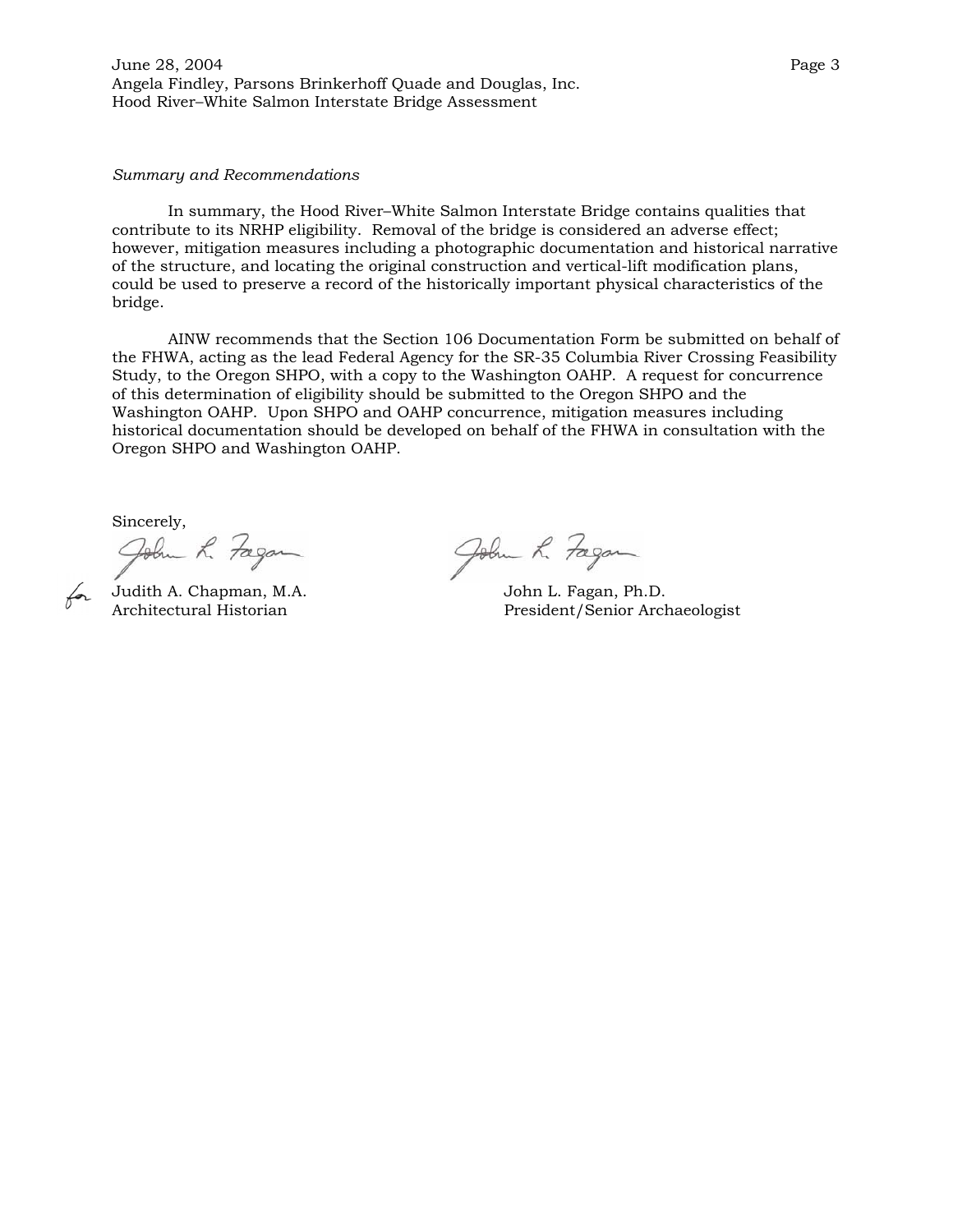*Summary and Recommendations*

In summary, the Hood River–White Salmon Interstate Bridge contains qualities that contribute to its NRHP eligibility. Removal of the bridge is considered an adverse effect; however, mitigation measures including a photographic documentation and historical narrative of the structure, and locating the original construction and vertical-lift modification plans, could be used to preserve a record of the historically important physical characteristics of the bridge.

AINW recommends that the Section 106 Documentation Form be submitted on behalf of the FHWA, acting as the lead Federal Agency for the SR-35 Columbia River Crossing Feasibility Study, to the Oregon SHPO, with a copy to the Washington OAHP. A request for concurrence of this determination of eligibility should be submitted to the Oregon SHPO and the Washington OAHP. Upon SHPO and OAHP concurrence, mitigation measures including historical documentation should be developed on behalf of the FHWA in consultation with the Oregon SHPO and Washington OAHP.

Sincerely,

for Judith A. Chapman, M.A.
Architectural Historian

John L. Fagan, Ph.D.
President/Senior Archaeologist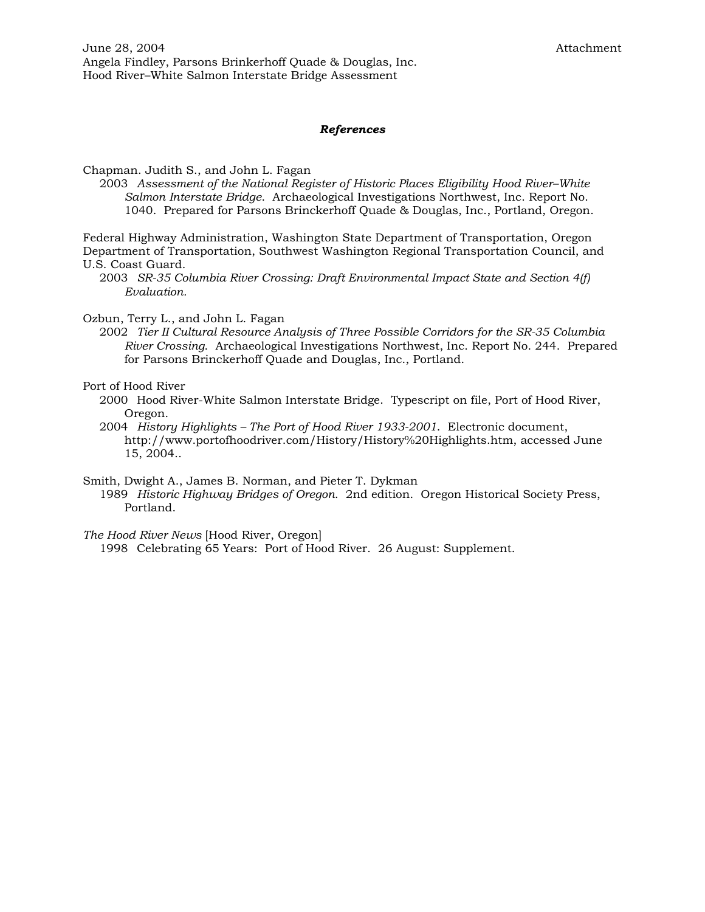June 28, 2004 Attachment
Angela Findley, Parsons Brinkerhoff Quade & Douglas, Inc.
Hood River–White Salmon Interstate Bridge Assessment

***References***

Chapman. Judith S., and John L. Fagan
2003 *Assessment of the National Register of Historic Places Eligibility Hood River–White Salmon Interstate Bridge.* Archaeological Investigations Northwest, Inc. Report No. 1040. Prepared for Parsons Brinckerhoff Quade & Douglas, Inc., Portland, Oregon.

Federal Highway Administration, Washington State Department of Transportation, Oregon Department of Transportation, Southwest Washington Regional Transportation Council, and U.S. Coast Guard.
2003 *SR-35 Columbia River Crossing: Draft Environmental Impact State and Section 4(f) Evaluation.*

Ozbun, Terry L., and John L. Fagan
2002 *Tier II Cultural Resource Analysis of Three Possible Corridors for the SR-35 Columbia River Crossing.* Archaeological Investigations Northwest, Inc. Report No. 244. Prepared for Parsons Brinckerhoff Quade and Douglas, Inc., Portland.

Port of Hood River
2000 Hood River-White Salmon Interstate Bridge. Typescript on file, Port of Hood River, Oregon.
2004 *History Highlights – The Port of Hood River 1933-2001.* Electronic document, http://www.portofhoodriver.com/History/History%20Highlights.htm, accessed June 15, 2004..

Smith, Dwight A., James B. Norman, and Pieter T. Dykman
1989 *Historic Highway Bridges of Oregon.* 2nd edition. Oregon Historical Society Press, Portland.

*The Hood River News* [Hood River, Oregon]
1998 Celebrating 65 Years: Port of Hood River. 26 August: Supplement.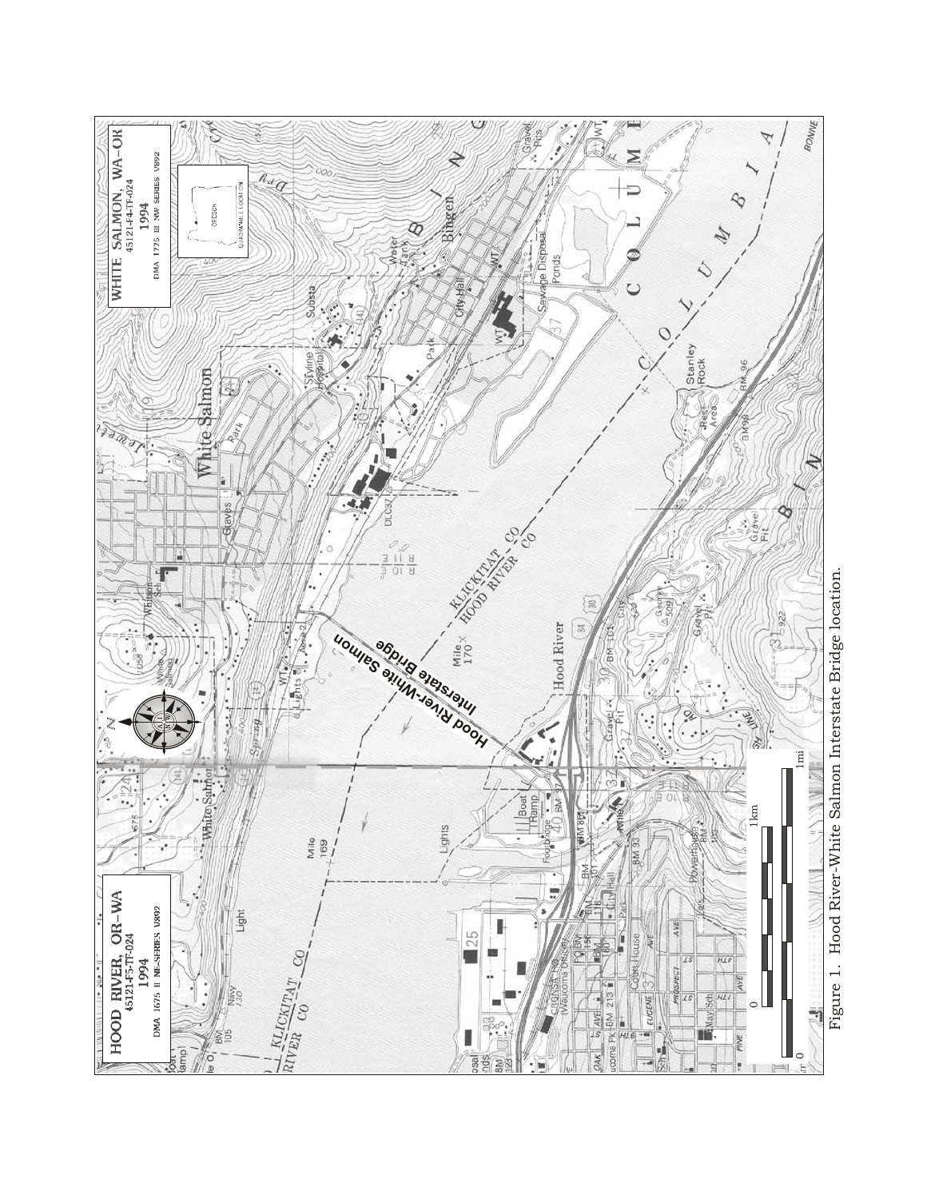Figure 1. Hood River-White Salmon Interstate Bridge location.